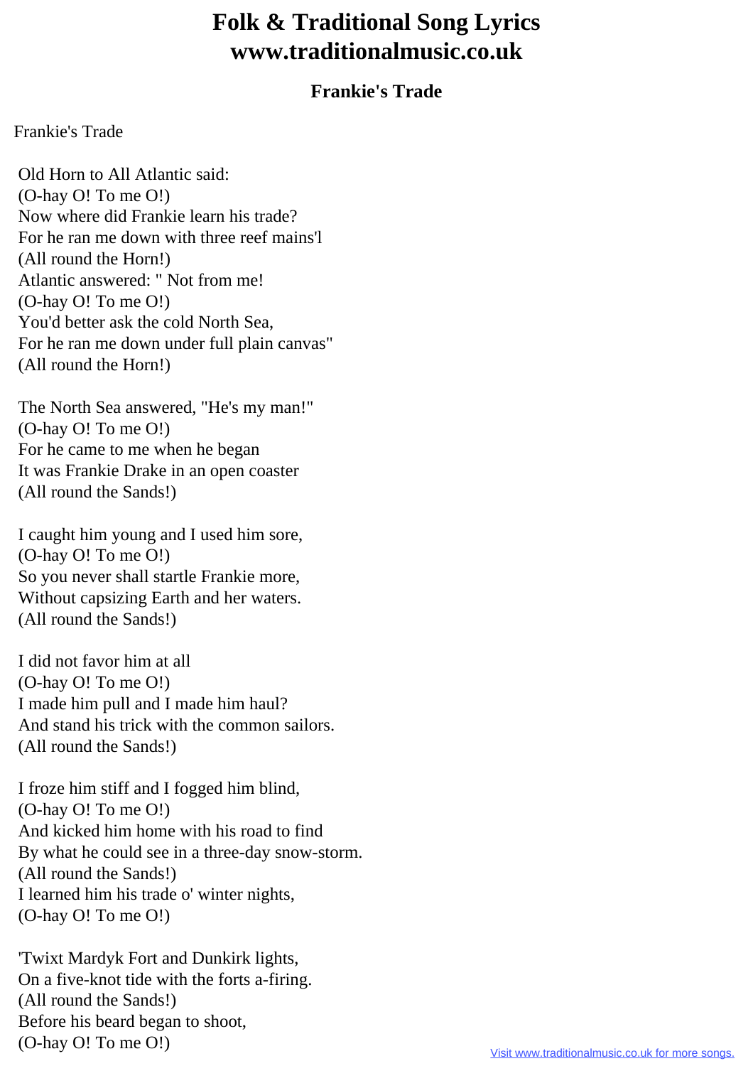# Folk & Traditional Song Lyrics
# www.traditionalmusic.co.uk

### Frankie's Trade

Frankie's Trade

Old Horn to All Atlantic said:
(O-hay O! To me O!)
Now where did Frankie learn his trade?
For he ran me down with three reef mains'l
(All round the Horn!)
Atlantic answered: " Not from me!
(O-hay O! To me O!)
You'd better ask the cold North Sea,
For he ran me down under full plain canvas"
(All round the Horn!)

The North Sea answered, "He's my man!"
(O-hay O! To me O!)
For he came to me when he began
It was Frankie Drake in an open coaster
(All round the Sands!)

I caught him young and I used him sore,
(O-hay O! To me O!)
So you never shall startle Frankie more,
Without capsizing Earth and her waters.
(All round the Sands!)

I did not favor him at all
(O-hay O! To me O!)
I made him pull and I made him haul?
And stand his trick with the common sailors.
(All round the Sands!)

I froze him stiff and I fogged him blind,
(O-hay O! To me O!)
And kicked him home with his road to find
By what he could see in a three-day snow-storm.
(All round the Sands!)
I learned him his trade o' winter nights,
(O-hay O! To me O!)

'Twixt Mardyk Fort and Dunkirk lights,
On a five-knot tide with the forts a-firing.
(All round the Sands!)
Before his beard began to shoot,
(O-hay O! To me O!)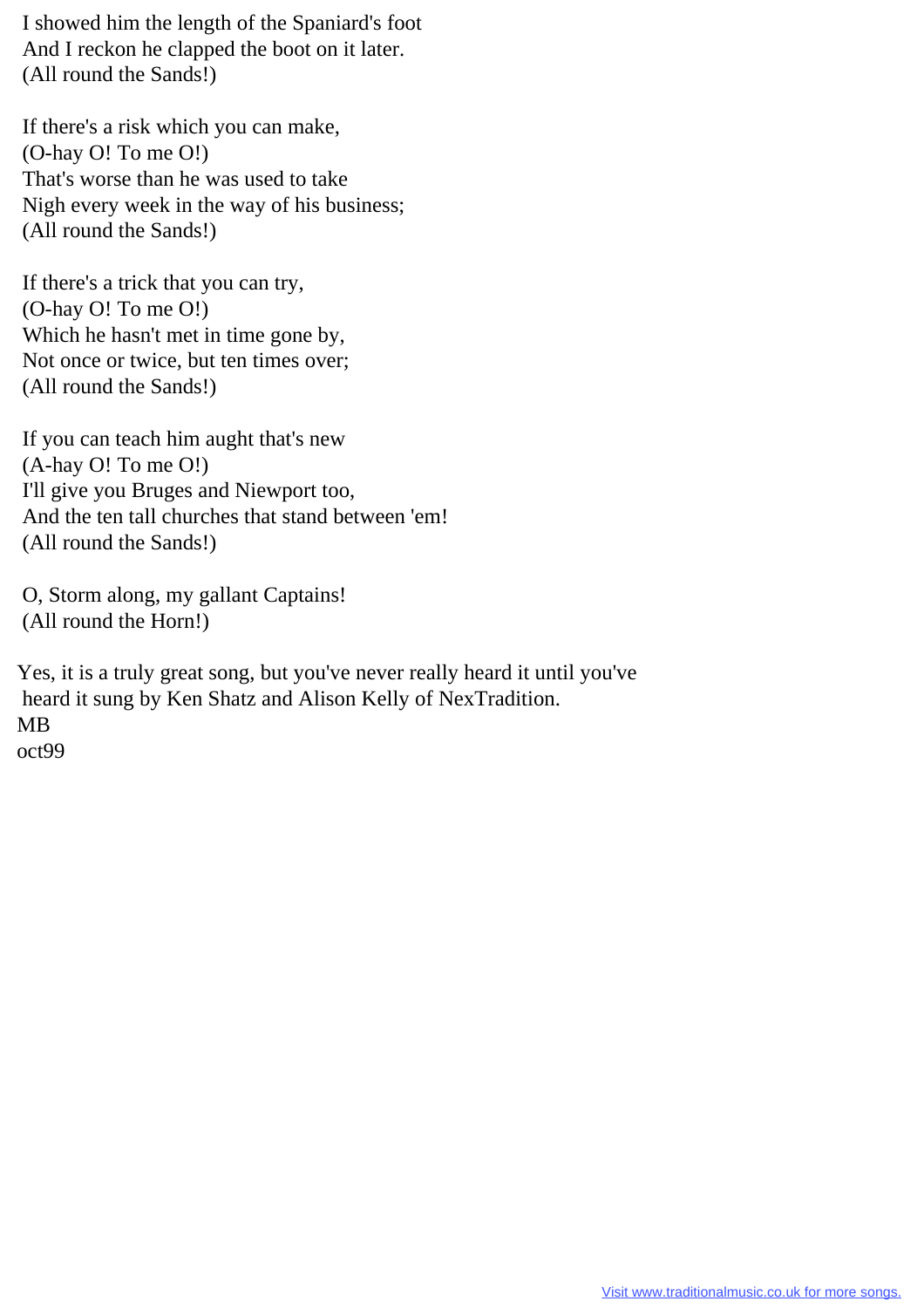I showed him the length of the Spaniard's foot
And I reckon he clapped the boot on it later.
(All round the Sands!)

If there's a risk which you can make,
(O-hay O! To me O!)
That's worse than he was used to take
Nigh every week in the way of his business;
(All round the Sands!)

If there's a trick that you can try,
(O-hay O! To me O!)
Which he hasn't met in time gone by,
Not once or twice, but ten times over;
(All round the Sands!)

If you can teach him aught that's new
(A-hay O! To me O!)
I'll give you Bruges and Niewport too,
And the ten tall churches that stand between 'em!
(All round the Sands!)

O, Storm along, my gallant Captains!
(All round the Horn!)

Yes, it is a truly great song, but you've never really heard it until you've heard it sung by Ken Shatz and Alison Kelly of NexTradition.
MB
oct99

Visit www.traditionalmusic.co.uk for more songs.